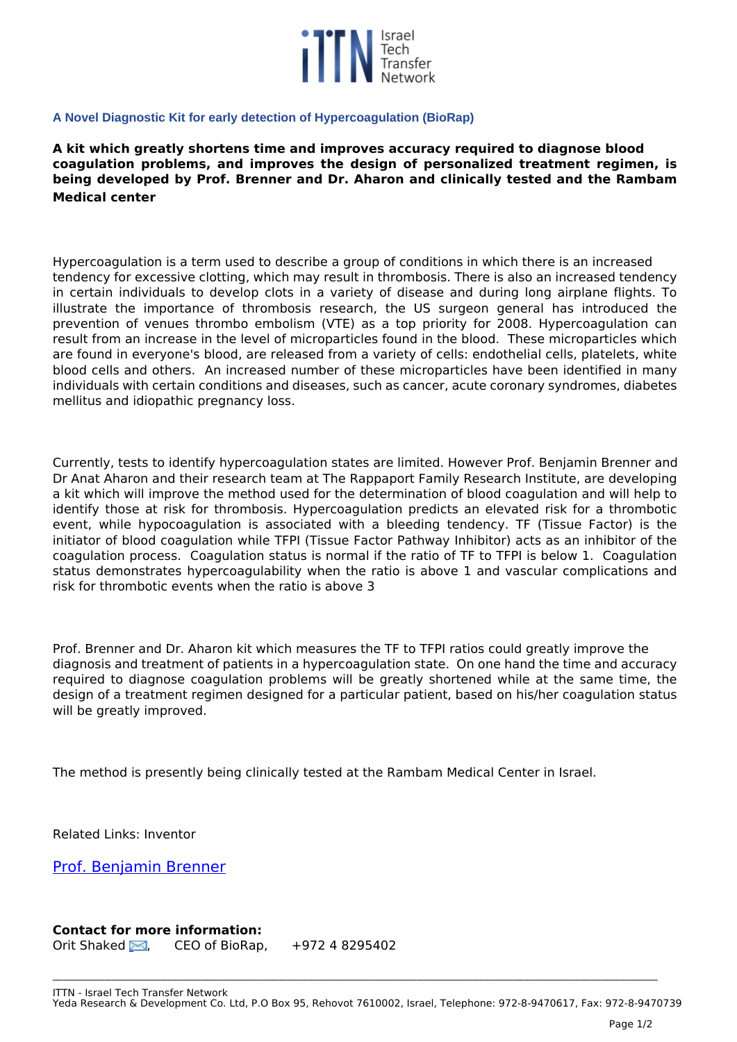## A Novel Diagnostic Kit for early detection of Hypercoagulation (BioRap)

**A kit which greatly shortens time and improves accuracy required to diagnose blood coagulation problems, and improves the design of personalized treatment regimen, is being developed by Prof. Brenner and Dr. Aharon and clinically tested and the Rambam Medical center**

Hypercoagulation is a term used to describe a group of conditions in which there is an increased tendency for excessive clotting, which may result in thrombosis. There is also an increased tendency in certain individuals to develop clots in a variety of disease and during long airplane flights. To illustrate the importance of thrombosis research, the US surgeon general has introduced the prevention of venues thrombo embolism (VTE) as a top priority for 2008. Hypercoagulation can result from an increase in the level of microparticles found in the blood. These microparticles which are found in everyone's blood, are released from a variety of cells: endothelial cells, platelets, white blood cells and others. An increased number of these microparticles have been identified in many individuals with certain conditions and diseases, such as cancer, acute coronary syndromes, diabetes mellitus and idiopathic pregnancy loss.

Currently, tests to identify hypercoagulation states are limited. However Prof. Benjamin Brenner and Dr Anat Aharon and their research team at The Rappaport Family Research Institute, are developing a kit which will improve the method used for the determination of blood coagulation and will help to identify those at risk for thrombosis. Hypercoagulation predicts an elevated risk for a thrombotic event, while hypocoagulation is associated with a bleeding tendency. TF (Tissue Factor) is the initiator of blood coagulation while TFPI (Tissue Factor Pathway Inhibitor) acts as an inhibitor of the coagulation process. Coagulation status is normal if the ratio of TF to TFPI is below 1. Coagulation status demonstrates hypercoagulability when the ratio is above 1 and vascular complications and risk for thrombotic events when the ratio is above 3

Prof. Brenner and Dr. Aharon kit which measures the TF to TFPI ratios could greatly improve the diagnosis and treatment of patients in a hypercoagulation state. On one hand the time and accuracy required to diagnose coagulation problems will be greatly shortened while at the same time, the design of a treatment regimen designed for a particular patient, based on his/her coagulation status will be greatly improved.

The method is presently being clinically tested at the Rambam Medical Center in Israel.

Related Links: Inventor

[Prof. Benjamin Brenner]

**Contact for more information:**
Orit Shaked, CEO of BioRap, +972 4 8295402

ITTN - Israel Tech Transfer Network
Yeda Research & Development Co. Ltd, P.O Box 95, Rehovot 7610002, Israel, Telephone: 972-8-9470617, Fax: 972-8-9470739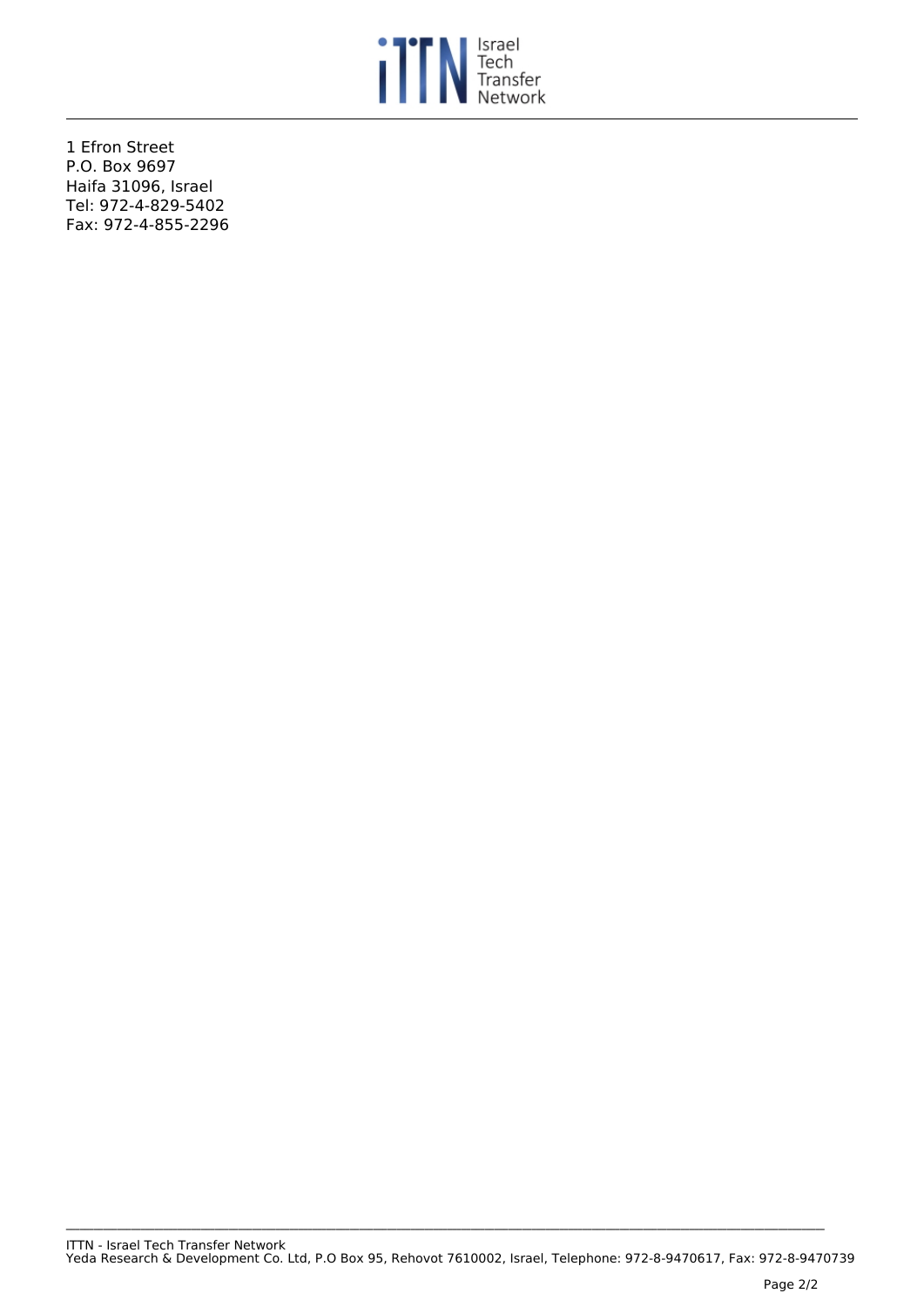1 Efron Street
P.O. Box 9697
Haifa 31096, Israel
Tel: 972-4-829-5402
Fax: 972-4-855-2296